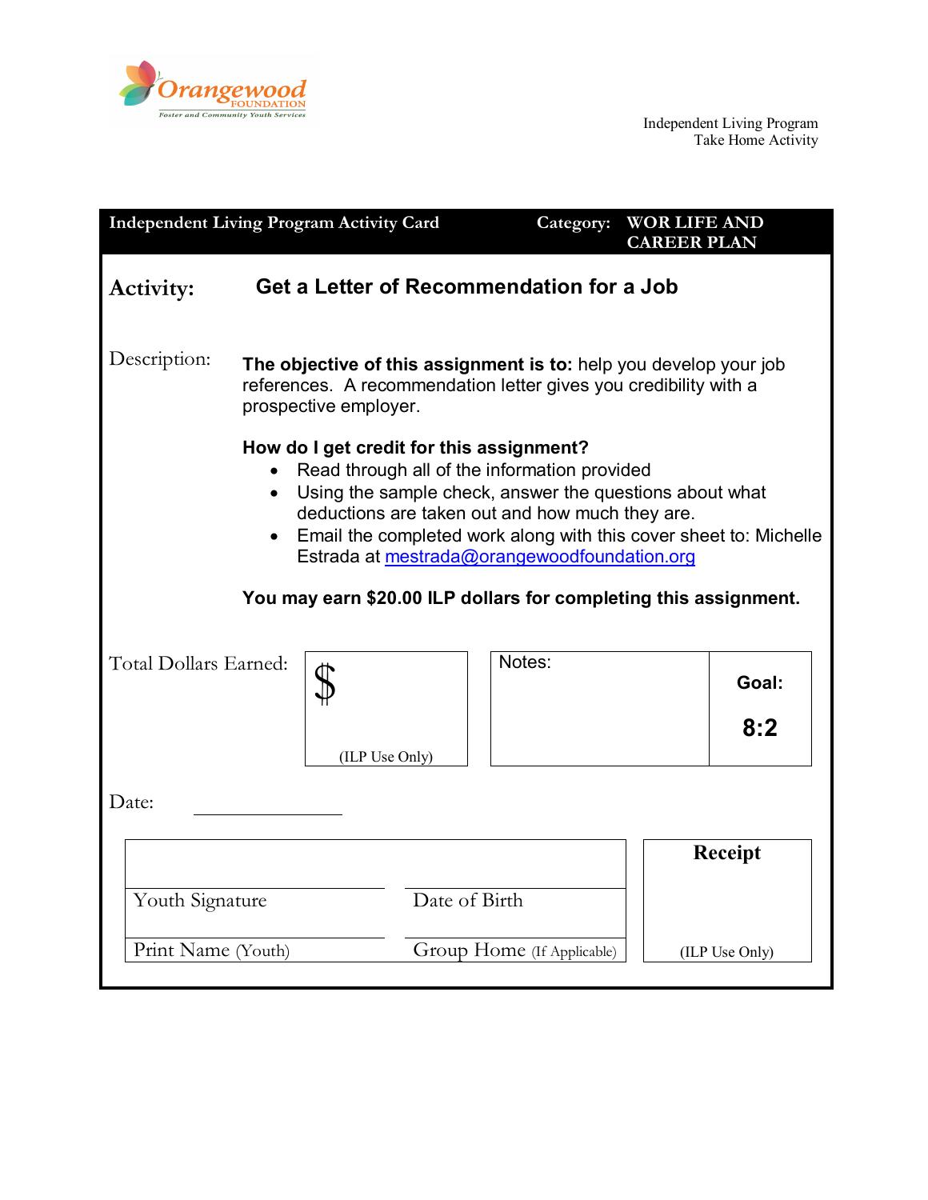Orangewood FOUNDATION
Foster and Community Youth Services

Independent Living Program
Take Home Activity

| Independent Living Program Activity Card | Category: WOR LIFE AND CAREER PLAN |
|---|---|

**Activity:** **Get a Letter of Recommendation for a Job**

Description: **The objective of this assignment is to:** help you develop your job references. A recommendation letter gives you credibility with a prospective employer.

**How do I get credit for this assignment?**

- Read through all of the information provided
- Using the sample check, answer the questions about what deductions are taken out and how much they are.
- Email the completed work along with this cover sheet to: Michelle Estrada at mestrada@orangewoodfoundation.org

**You may earn $20.00 ILP dollars for completing this assignment.**

| Total Dollars Earned: | $ (ILP Use Only) | Notes: | **Goal: 8:2** |
|---|---|---|---|

Date: ____________

| | | Receipt |
|---|---|---|
| Youth Signature | Date of Birth | |
| Print Name (Youth) | Group Home (If Applicable) | (ILP Use Only) |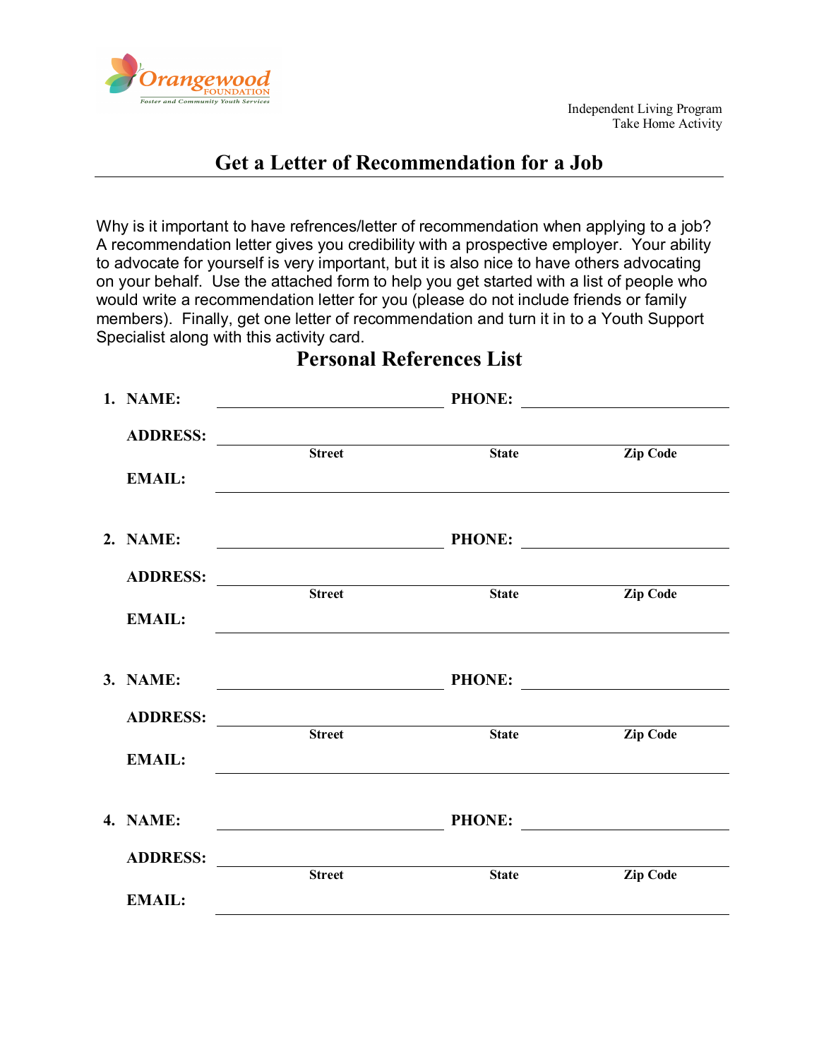Orangewood FOUNDATION
Foster and Community Youth Services

Independent Living Program
Take Home Activity

# Get a Letter of Recommendation for a Job

Why is it important to have refrences/letter of recommendation when applying to a job? A recommendation letter gives you credibility with a prospective employer. Your ability to advocate for yourself is very important, but it is also nice to have others advocating on your behalf. Use the attached form to help you get started with a list of people who would write a recommendation letter for you (please do not include friends or family members). Finally, get one letter of recommendation and turn it in to a Youth Support Specialist along with this activity card.

## Personal References List

1. **NAME:** ______________________ **PHONE:** ______________________

   **ADDRESS:** ______________________________________________
   Street State Zip Code

   **EMAIL:** ______________________________________________

2. **NAME:** ______________________ **PHONE:** ______________________

   **ADDRESS:** ______________________________________________
   Street State Zip Code

   **EMAIL:** ______________________________________________

3. **NAME:** ______________________ **PHONE:** ______________________

   **ADDRESS:** ______________________________________________
   Street State Zip Code

   **EMAIL:** ______________________________________________

4. **NAME:** ______________________ **PHONE:** ______________________

   **ADDRESS:** ______________________________________________
   Street State Zip Code

   **EMAIL:** ______________________________________________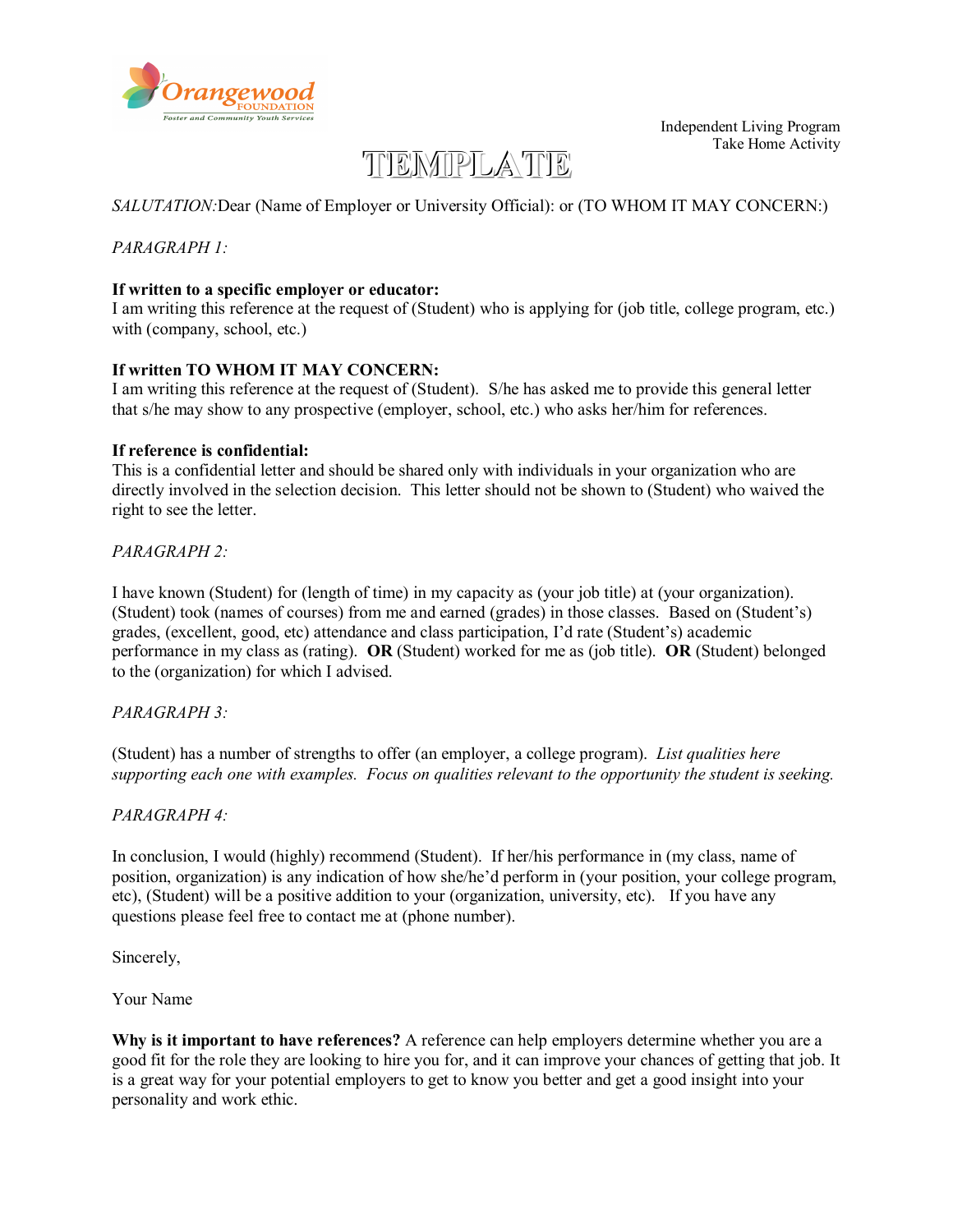Independent Living Program
Take Home Activity

# TEMPLATE

*SALUTATION:* Dear (Name of Employer or University Official): or (TO WHOM IT MAY CONCERN:)

*PARAGRAPH 1:*

**If written to a specific employer or educator:**
I am writing this reference at the request of (Student) who is applying for (job title, college program, etc.) with (company, school, etc.)

**If written TO WHOM IT MAY CONCERN:**
I am writing this reference at the request of (Student). S/he has asked me to provide this general letter that s/he may show to any prospective (employer, school, etc.) who asks her/him for references.

**If reference is confidential:**
This is a confidential letter and should be shared only with individuals in your organization who are directly involved in the selection decision. This letter should not be shown to (Student) who waived the right to see the letter.

*PARAGRAPH 2:*

I have known (Student) for (length of time) in my capacity as (your job title) at (your organization). (Student) took (names of courses) from me and earned (grades) in those classes. Based on (Student's) grades, (excellent, good, etc) attendance and class participation, I'd rate (Student's) academic performance in my class as (rating). **OR** (Student) worked for me as (job title). **OR** (Student) belonged to the (organization) for which I advised.

*PARAGRAPH 3:*

(Student) has a number of strengths to offer (an employer, a college program). *List qualities here supporting each one with examples. Focus on qualities relevant to the opportunity the student is seeking.*

*PARAGRAPH 4:*

In conclusion, I would (highly) recommend (Student). If her/his performance in (my class, name of position, organization) is any indication of how she/he'd perform in (your position, your college program, etc), (Student) will be a positive addition to your (organization, university, etc). If you have any questions please feel free to contact me at (phone number).

Sincerely,

Your Name

**Why is it important to have references?** A reference can help employers determine whether you are a good fit for the role they are looking to hire you for, and it can improve your chances of getting that job. It is a great way for your potential employers to get to know you better and get a good insight into your personality and work ethic.